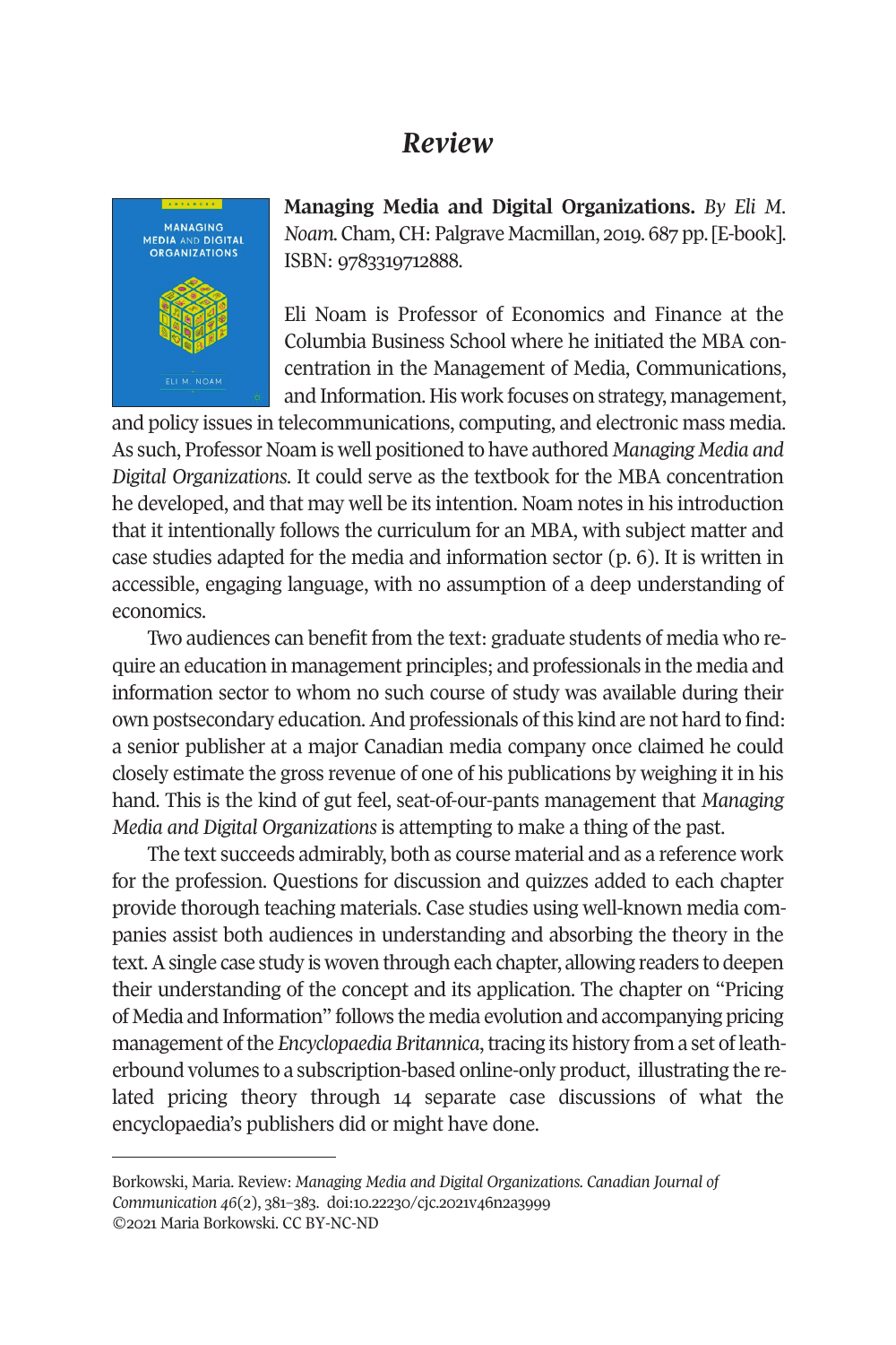# *Review*

**Managing Media and Digital Organizations.** *By Eli M. Noam.* Cham, CH: Palgrave Macmillan, 2019. 687 pp. [E-book]. ISBN: 9783319712888.

Eli Noam is Professor of Economics and Finance at the Columbia Business School where he initiated the MBA concentration in the Management of Media, Communications, and Information. His work focuses on strategy, management, and policy issues in telecommunications, computing, and electronic mass media. As such, Professor Noam is well positioned to have authored *Managing Media and Digital Organizations*. It could serve as the textbook for the MBA concentration he developed, and that may well be its intention. Noam notes in his introduction that it intentionally follows the curriculum for an MBA, with subject matter and case studies adapted for the media and information sector (p. 6). It is written in accessible, engaging language, with no assumption of a deep understanding of economics.

Two audiences can benefit from the text: graduate students of media who require an education in management principles; and professionals in the media and information sector to whom no such course of study was available during their own postsecondary education. And professionals of this kind are not hard to find: a senior publisher at a major Canadian media company once claimed he could closely estimate the gross revenue of one of his publications by weighing it in his hand. This is the kind of gut feel, seat-of-our-pants management that *Managing Media and Digital Organizations* is attempting to make a thing of the past.

The text succeeds admirably, both as course material and as a reference work for the profession. Questions for discussion and quizzes added to each chapter provide thorough teaching materials. Case studies using well-known media companies assist both audiences in understanding and absorbing the theory in the text. A single case study is woven through each chapter, allowing readers to deepen their understanding of the concept and its application. The chapter on "Pricing of Media and Information" follows the media evolution and accompanying pricing management of the *Encyclopaedia Britannica*, tracing its history from a set of leatherbound volumes to a subscription-based online-only product, illustrating the related pricing theory through 14 separate case discussions of what the encyclopaedia's publishers did or might have done.

---

Borkowski, Maria. Review: *Managing Media and Digital Organizations. Canadian Journal of Communication 46*(2), 381–383. doi:10.22230/cjc.2021v46n2a3999
©2021 Maria Borkowski. CC BY-NC-ND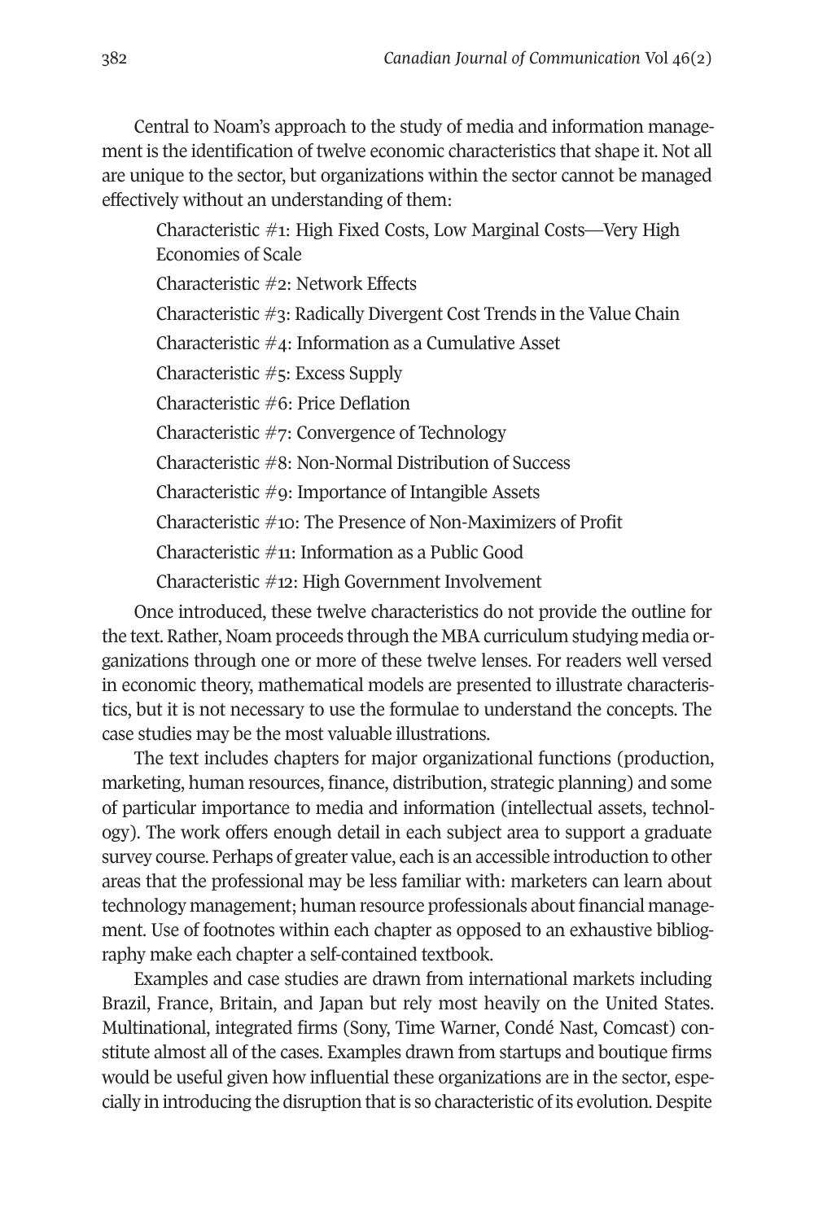Central to Noam's approach to the study of media and information management is the identification of twelve economic characteristics that shape it. Not all are unique to the sector, but organizations within the sector cannot be managed effectively without an understanding of them:

> Characteristic #1: High Fixed Costs, Low Marginal Costs—Very High Economies of Scale
>
> Characteristic #2: Network Effects
>
> Characteristic #3: Radically Divergent Cost Trends in the Value Chain
>
> Characteristic #4: Information as a Cumulative Asset
>
> Characteristic #5: Excess Supply
>
> Characteristic #6: Price Deflation
>
> Characteristic #7: Convergence of Technology
>
> Characteristic #8: Non-Normal Distribution of Success
>
> Characteristic #9: Importance of Intangible Assets
>
> Characteristic #10: The Presence of Non-Maximizers of Profit
>
> Characteristic #11: Information as a Public Good
>
> Characteristic #12: High Government Involvement

Once introduced, these twelve characteristics do not provide the outline for the text. Rather, Noam proceeds through the MBA curriculum studying media organizations through one or more of these twelve lenses. For readers well versed in economic theory, mathematical models are presented to illustrate characteristics, but it is not necessary to use the formulae to understand the concepts. The case studies may be the most valuable illustrations.

The text includes chapters for major organizational functions (production, marketing, human resources, finance, distribution, strategic planning) and some of particular importance to media and information (intellectual assets, technology). The work offers enough detail in each subject area to support a graduate survey course. Perhaps of greater value, each is an accessible introduction to other areas that the professional may be less familiar with: marketers can learn about technology management; human resource professionals about financial management. Use of footnotes within each chapter as opposed to an exhaustive bibliography make each chapter a self-contained textbook.

Examples and case studies are drawn from international markets including Brazil, France, Britain, and Japan but rely most heavily on the United States. Multinational, integrated firms (Sony, Time Warner, Condé Nast, Comcast) constitute almost all of the cases. Examples drawn from startups and boutique firms would be useful given how influential these organizations are in the sector, especially in introducing the disruption that is so characteristic of its evolution. Despite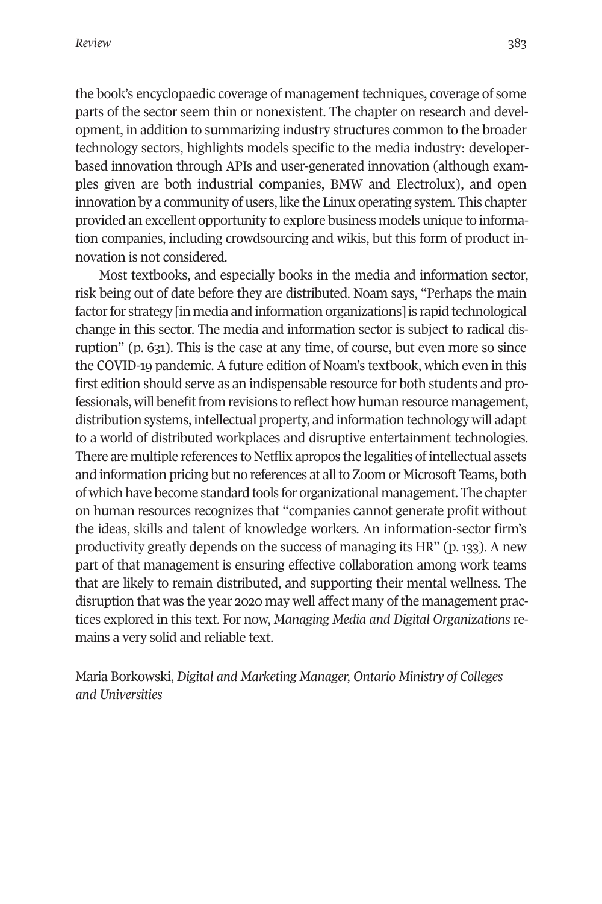the book's encyclopaedic coverage of management techniques, coverage of some parts of the sector seem thin or nonexistent. The chapter on research and development, in addition to summarizing industry structures common to the broader technology sectors, highlights models specific to the media industry: developer-based innovation through APIs and user-generated innovation (although examples given are both industrial companies, BMW and Electrolux), and open innovation by a community of users, like the Linux operating system. This chapter provided an excellent opportunity to explore business models unique to information companies, including crowdsourcing and wikis, but this form of product innovation is not considered.

Most textbooks, and especially books in the media and information sector, risk being out of date before they are distributed. Noam says, "Perhaps the main factor for strategy [in media and information organizations] is rapid technological change in this sector. The media and information sector is subject to radical disruption" (p. 631). This is the case at any time, of course, but even more so since the COVID-19 pandemic. A future edition of Noam's textbook, which even in this first edition should serve as an indispensable resource for both students and professionals, will benefit from revisions to reflect how human resource management, distribution systems, intellectual property, and information technology will adapt to a world of distributed workplaces and disruptive entertainment technologies. There are multiple references to Netflix apropos the legalities of intellectual assets and information pricing but no references at all to Zoom or Microsoft Teams, both of which have become standard tools for organizational management. The chapter on human resources recognizes that "companies cannot generate profit without the ideas, skills and talent of knowledge workers. An information-sector firm's productivity greatly depends on the success of managing its HR" (p. 133). A new part of that management is ensuring effective collaboration among work teams that are likely to remain distributed, and supporting their mental wellness. The disruption that was the year 2020 may well affect many of the management practices explored in this text. For now, *Managing Media and Digital Organizations* remains a very solid and reliable text.

Maria Borkowski, *Digital and Marketing Manager, Ontario Ministry of Colleges and Universities*